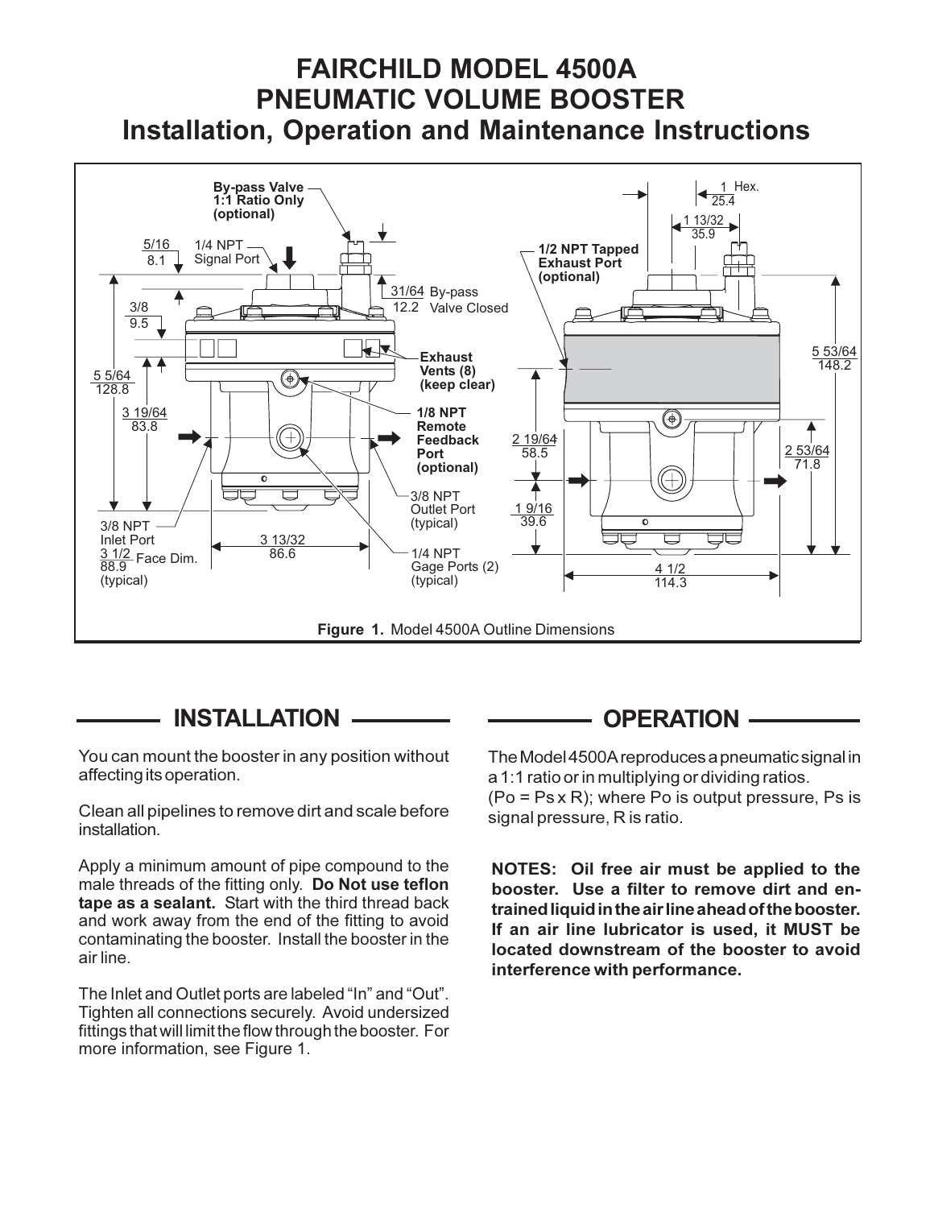# FAIRCHILD MODEL 4500A
# PNEUMATIC VOLUME BOOSTER
# Installation, Operation and Maintenance Instructions

By-pass Valve 1:1 Ratio Only (optional)

1/4 NPT Signal Port

5/16 8.1

3/8 9.5

31/64 12.2 By-pass Valve Closed

Exhaust Vents (8) (keep clear)

1/8 NPT Remote Feedback Port (optional)

5 5/64 128.8

3 19/64 83.8

3/8 NPT Outlet Port (typical)

3/8 NPT Inlet Port

3 1/2 88.9 Face Dim. (typical)

3 13/32 86.6

1/4 NPT Gage Ports (2) (typical)

1 Hex. 25.4

1 13/32 35.9

1/2 NPT Tapped Exhaust Port (optional)

5 53/64 148.2

2 19/64 58.5

2 53/64 71.8

1 9/16 39.6

4 1/2 114.3

**Figure 1.** Model 4500A Outline Dimensions

## INSTALLATION

You can mount the booster in any position without affecting its operation.

Clean all pipelines to remove dirt and scale before installation.

Apply a minimum amount of pipe compound to the male threads of the fitting only. **Do Not use teflon tape as a sealant.** Start with the third thread back and work away from the end of the fitting to avoid contaminating the booster. Install the booster in the air line.

The Inlet and Outlet ports are labeled "In" and "Out". Tighten all connections securely. Avoid undersized fittings that will limit the flow through the booster. For more information, see Figure 1.

## OPERATION

The Model 4500A reproduces a pneumatic signal in a 1:1 ratio or in multiplying or dividing ratios. ($Po = Ps \times R$); where Po is output pressure, Ps is signal pressure, R is ratio.

**NOTES: Oil free air must be applied to the booster. Use a filter to remove dirt and entrained liquid in the air line ahead of the booster. If an air line lubricator is used, it MUST be located downstream of the booster to avoid interference with performance.**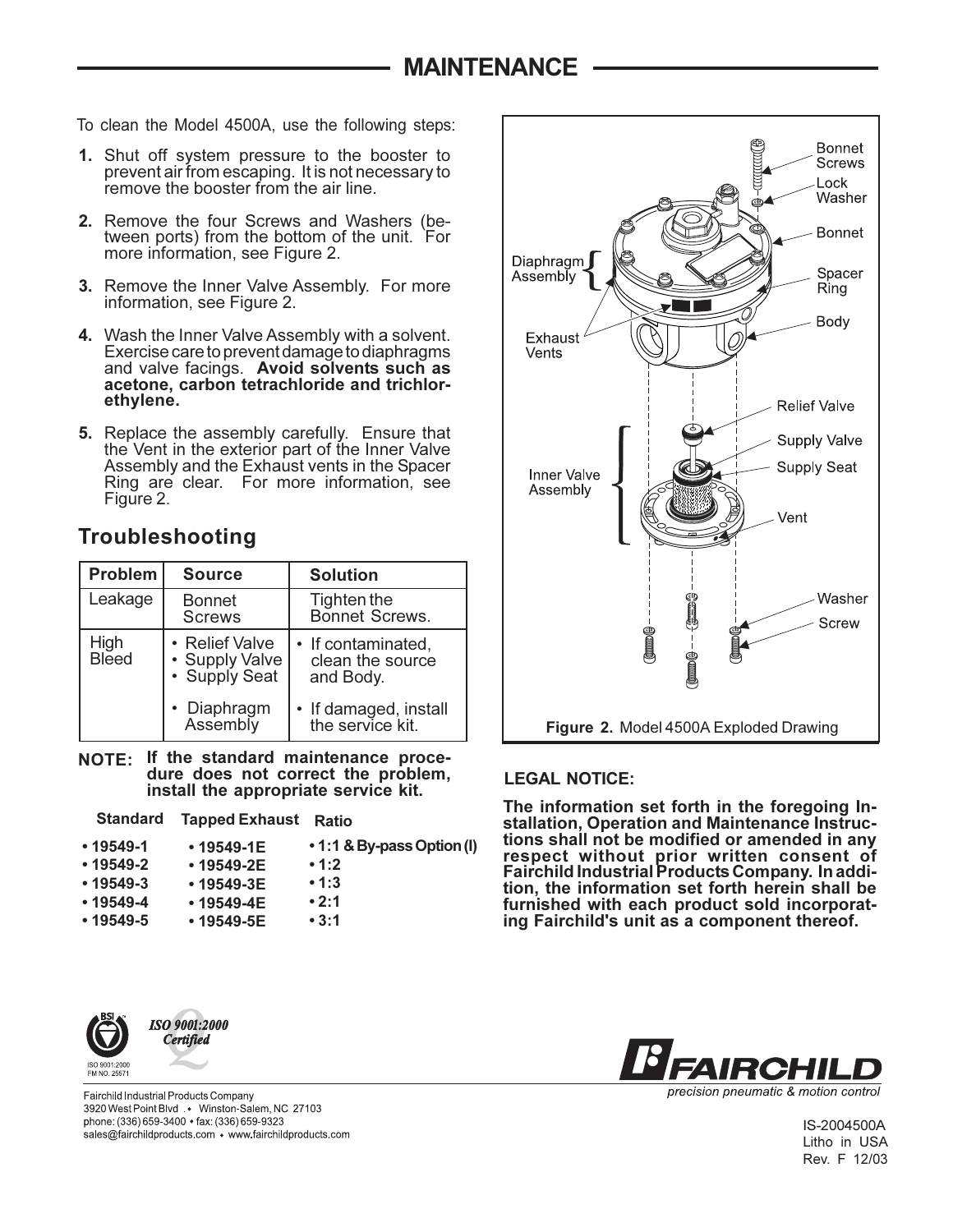## MAINTENANCE

To clean the Model 4500A, use the following steps:

1. Shut off system pressure to the booster to prevent air from escaping. It is not necessary to remove the booster from the air line.
2. Remove the four Screws and Washers (between ports) from the bottom of the unit. For more information, see Figure 2.
3. Remove the Inner Valve Assembly. For more information, see Figure 2.
4. Wash the Inner Valve Assembly with a solvent. Exercise care to prevent damage to diaphragms and valve facings. **Avoid solvents such as acetone, carbon tetrachloride and trichlorethylene.**
5. Replace the assembly carefully. Ensure that the Vent in the exterior part of the Inner Valve Assembly and the Exhaust vents in the Spacer Ring are clear. For more information, see Figure 2.

Bonnet Screws
Lock Washer
Bonnet
Diaphragm Assembly
Spacer Ring
Body
Exhaust Vents
Relief Valve
Supply Valve
Supply Seat
Inner Valve Assembly
Vent
Washer
Screw

**Figure 2.** Model 4500A Exploded Drawing

## Troubleshooting

| Problem | Source | Solution |
|---|---|---|
| Leakage | Bonnet Screws | Tighten the Bonnet Screws. |
| High Bleed | • Relief Valve<br>• Supply Valve<br>• Supply Seat | • If contaminated, clean the source and Body. |
| | • Diaphragm Assembly | • If damaged, install the service kit. |

**NOTE: If the standard maintenance procedure does not correct the problem, install the appropriate service kit.**

| Standard | Tapped Exhaust | Ratio |
|---|---|---|
| • 19549-1 | • 19549-1E | • 1:1 & By-pass Option (I) |
| • 19549-2 | • 19549-2E | • 1:2 |
| • 19549-3 | • 19549-3E | • 1:3 |
| • 19549-4 | • 19549-4E | • 2:1 |
| • 19549-5 | • 19549-5E | • 3:1 |

**LEGAL NOTICE:**

**The information set forth in the foregoing Installation, Operation and Maintenance Instructions shall not be modified or amended in any respect without prior written consent of Fairchild Industrial Products Company. In addition, the information set forth herein shall be furnished with each product sold incorporating Fairchild's unit as a component thereof.**

ISO 9001:2000 FM NO. 25571

*ISO 9001:2000 Certified*

Fairchild Industrial Products Company
3920 West Point Blvd . • Winston-Salem, NC 27103
phone: (336) 659-3400 • fax: (336) 659-9323
sales@fairchildproducts.com • www.fairchildproducts.com

FAIRCHILD
*precision pneumatic & motion control*

IS-2004500A
Litho in USA
Rev. F 12/03